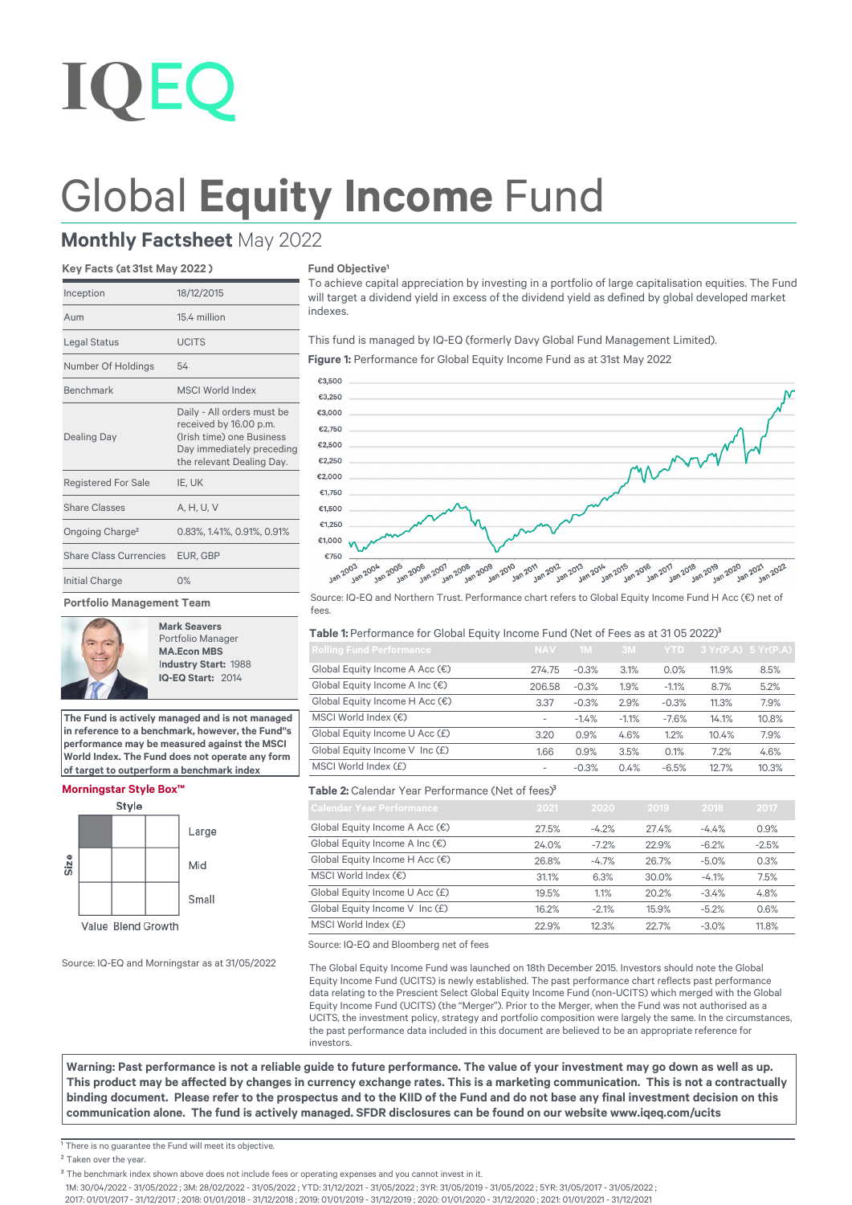# IQEQ

# Global **Equity Income** Fund

## **Monthly Factsheet** May 2022

### Key Facts (at 31st May 2022 )

| | |
|---|---|
| Inception | 18/12/2015 |
| Aum | 15.4 million |
| Legal Status | UCITS |
| Number Of Holdings | 54 |
| Benchmark | MSCI World Index |
| Dealing Day | Daily - All orders must be received by 16.00 p.m. (Irish time) one Business Day immediately preceding the relevant Dealing Day. |
| Registered For Sale | IE, UK |
| Share Classes | A, H, U, V |
| Ongoing Charge[2] | 0.83%, 1.41%, 0.91%, 0.91% |
| Share Class Currencies | EUR, GBP |
| Initial Charge | 0% |

### Portfolio Management Team

**Mark Seavers**
Portfolio Manager
**MA.Econ MBS**
Industry Start: 1988
**IQ-EQ Start:** 2014

**The Fund is actively managed and is not managed in reference to a benchmark, however, the Fund"s performance may be measured against the MSCI World Index. The Fund does not operate any form of target to outperform a benchmark index**

### Morningstar Style Box™

Style: Value Blend Growth; Size: Large, Mid, Small

Source: IQ-EQ and Morningstar as at 31/05/2022

### Fund Objective[1]

To achieve capital appreciation by investing in a portfolio of large capitalisation equities. The Fund will target a dividend yield in excess of the dividend yield as defined by global developed market indexes.

This fund is managed by IQ-EQ (formerly Davy Global Fund Management Limited).

**Figure 1:** Performance for Global Equity Income Fund as at 31st May 2022

Source: IQ-EQ and Northern Trust. Performance chart refers to Global Equity Income Fund H Acc (€) net of fees.

**Table 1:** Performance for Global Equity Income Fund (Net of Fees as at 31 05 2022)[3]

| Rolling Fund Performance | NAV | 1M | 3M | YTD | 3 Yr(P.A) | 5 Yr(P.A) |
|---|---|---|---|---|---|---|
| Global Equity Income A Acc (€) | 274.75 | -0.3% | 3.1% | 0.0% | 11.9% | 8.5% |
| Global Equity Income A Inc (€) | 206.58 | -0.3% | 1.9% | -1.1% | 8.7% | 5.2% |
| Global Equity Income H Acc (€) | 3.37 | -0.3% | 2.9% | -0.3% | 11.3% | 7.9% |
| MSCI World Index (€) | - | -1.4% | -1.1% | -7.6% | 14.1% | 10.8% |
| Global Equity Income U Acc (£) | 3.20 | 0.9% | 4.6% | 1.2% | 10.4% | 7.9% |
| Global Equity Income V Inc (£) | 1.66 | 0.9% | 3.5% | 0.1% | 7.2% | 4.6% |
| MSCI World Index (£) | - | -0.3% | 0.4% | -6.5% | 12.7% | 10.3% |

**Table 2:** Calendar Year Performance (Net of fees)[3]

| Calendar Year Performance | 2021 | 2020 | 2019 | 2018 | 2017 |
|---|---|---|---|---|---|
| Global Equity Income A Acc (€) | 27.5% | -4.2% | 27.4% | -4.4% | 0.9% |
| Global Equity Income A Inc (€) | 24.0% | -7.2% | 22.9% | -6.2% | -2.5% |
| Global Equity Income H Acc (€) | 26.8% | -4.7% | 26.7% | -5.0% | 0.3% |
| MSCI World Index (€) | 31.1% | 6.3% | 30.0% | -4.1% | 7.5% |
| Global Equity Income U Acc (£) | 19.5% | 1.1% | 20.2% | -3.4% | 4.8% |
| Global Equity Income V Inc (£) | 16.2% | -2.1% | 15.9% | -5.2% | 0.6% |
| MSCI World Index (£) | 22.9% | 12.3% | 22.7% | -3.0% | 11.8% |

Source: IQ-EQ and Bloomberg net of fees

The Global Equity Income Fund was launched on 18th December 2015. Investors should note the Global Equity Income Fund (UCITS) is newly established. The past performance chart reflects past performance data relating to the Prescient Select Global Equity Income Fund (non-UCITS) which merged with the Global Equity Income Fund (UCITS) (the "Merger"). Prior to the Merger, when the Fund was not authorised as a UCITS, the investment policy, strategy and portfolio composition were largely the same. In the circumstances, the past performance data included in this document are believed to be an appropriate reference for investors.

**Warning: Past performance is not a reliable guide to future performance. The value of your investment may go down as well as up. This product may be affected by changes in currency exchange rates. This is a marketing communication. This is not a contractually binding document. Please refer to the prospectus and to the KIID of the Fund and do not base any final investment decision on this communication alone. The fund is actively managed. SFDR disclosures can be found on our website www.iqeq.com/ucits**

[1] There is no guarantee the Fund will meet its objective.
[2] Taken over the year.
[3] The benchmark index shown above does not include fees or operating expenses and you cannot invest in it.
1M: 30/04/2022 - 31/05/2022 ; 3M: 28/02/2022 - 31/05/2022 ; YTD: 31/12/2021 - 31/05/2022 ; 3YR: 31/05/2019 - 31/05/2022 ; 5YR: 31/05/2017 - 31/05/2022 ;
2017: 01/01/2017 - 31/12/2017 ; 2018: 01/01/2018 - 31/12/2018 ; 2019: 01/01/2019 - 31/12/2019 ; 2020: 01/01/2020 - 31/12/2020 ; 2021: 01/01/2021 - 31/12/2021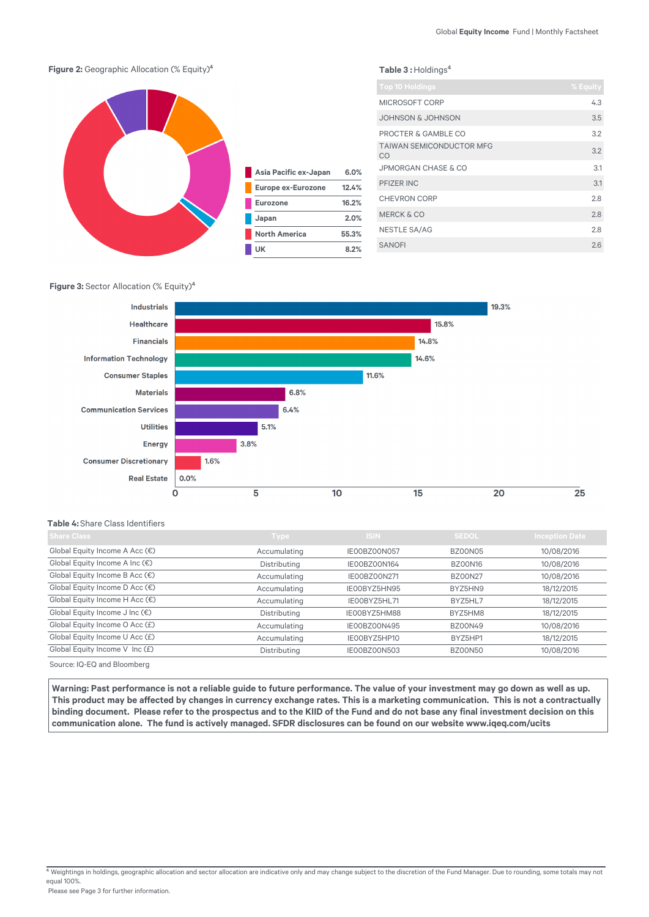**Figure 2:** Geographic Allocation (% Equity)[4]

| Region | % |
|---|---|
| Asia Pacific ex-Japan | 6.0% |
| Europe ex-Eurozone | 12.4% |
| Eurozone | 16.2% |
| Japan | 2.0% |
| North America | 55.3% |
| UK | 8.2% |

**Table 3 :** Holdings[4]

| Top 10 Holdings | % Equity |
|---|---|
| MICROSOFT CORP | 4.3 |
| JOHNSON & JOHNSON | 3.5 |
| PROCTER & GAMBLE CO | 3.2 |
| TAIWAN SEMICONDUCTOR MFG CO | 3.2 |
| JPMORGAN CHASE & CO | 3.1 |
| PFIZER INC | 3.1 |
| CHEVRON CORP | 2.8 |
| MERCK & CO | 2.8 |
| NESTLE SA/AG | 2.8 |
| SANOFI | 2.6 |

**Figure 3:** Sector Allocation (% Equity)[4]

| Sector | % |
|---|---|
| Industrials | 19.3% |
| Healthcare | 15.8% |
| Financials | 14.8% |
| Information Technology | 14.6% |
| Consumer Staples | 11.6% |
| Materials | 6.8% |
| Communication Services | 6.4% |
| Utilities | 5.1% |
| Energy | 3.8% |
| Consumer Discretionary | 1.6% |
| Real Estate | 0.0% |

**Table 4:** Share Class Identifiers

| Share Class | Type | ISIN | SEDOL | Inception Date |
|---|---|---|---|---|
| Global Equity Income A Acc (€) | Accumulating | IE00BZ00N057 | BZ00N05 | 10/08/2016 |
| Global Equity Income A Inc (€) | Distributing | IE00BZ00N164 | BZ00N16 | 10/08/2016 |
| Global Equity Income B Acc (€) | Accumulating | IE00BZ00N271 | BZ00N27 | 10/08/2016 |
| Global Equity Income D Acc (€) | Accumulating | IE00BYZ5HN95 | BYZ5HN9 | 18/12/2015 |
| Global Equity Income H Acc (€) | Accumulating | IE00BYZ5HL71 | BYZ5HL7 | 18/12/2015 |
| Global Equity Income J Inc (€) | Distributing | IE00BYZ5HM88 | BYZ5HM8 | 18/12/2015 |
| Global Equity Income O Acc (£) | Accumulating | IE00BZ00N495 | BZ00N49 | 10/08/2016 |
| Global Equity Income U Acc (£) | Accumulating | IE00BYZ5HP10 | BYZ5HP1 | 18/12/2015 |
| Global Equity Income V Inc (£) | Distributing | IE00BZ00N503 | BZ00N50 | 10/08/2016 |

Source: IQ-EQ and Bloomberg

**Warning: Past performance is not a reliable guide to future performance. The value of your investment may go down as well as up. This product may be affected by changes in currency exchange rates. This is a marketing communication. This is not a contractually binding document. Please refer to the prospectus and to the KIID of the Fund and do not base any final investment decision on this communication alone. The fund is actively managed. SFDR disclosures can be found on our website www.iqeq.com/ucits**

[4] Weightings in holdings, geographic allocation and sector allocation are indicative only and may change subject to the discretion of the Fund Manager. Due to rounding, some totals may not equal 100%.

Please see Page 3 for further information.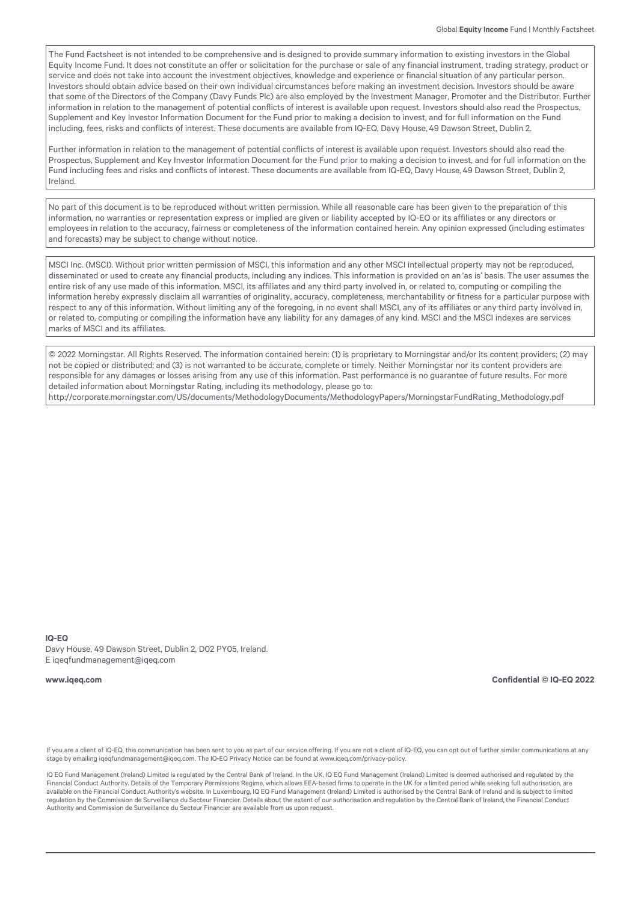The Fund Factsheet is not intended to be comprehensive and is designed to provide summary information to existing investors in the Global Equity Income Fund. It does not constitute an offer or solicitation for the purchase or sale of any financial instrument, trading strategy, product or service and does not take into account the investment objectives, knowledge and experience or financial situation of any particular person. Investors should obtain advice based on their own individual circumstances before making an investment decision. Investors should be aware that some of the Directors of the Company (Davy Funds Plc) are also employed by the Investment Manager, Promoter and the Distributor. Further information in relation to the management of potential conflicts of interest is available upon request. Investors should also read the Prospectus, Supplement and Key Investor Information Document for the Fund prior to making a decision to invest, and for full information on the Fund including, fees, risks and conflicts of interest. These documents are available from IQ-EQ, Davy House, 49 Dawson Street, Dublin 2.

Further information in relation to the management of potential conflicts of interest is available upon request. Investors should also read the Prospectus, Supplement and Key Investor Information Document for the Fund prior to making a decision to invest, and for full information on the Fund including fees and risks and conflicts of interest. These documents are available from IQ-EQ, Davy House, 49 Dawson Street, Dublin 2, Ireland.

No part of this document is to be reproduced without written permission. While all reasonable care has been given to the preparation of this information, no warranties or representation express or implied are given or liability accepted by IQ-EQ or its affiliates or any directors or employees in relation to the accuracy, fairness or completeness of the information contained herein. Any opinion expressed (including estimates and forecasts) may be subject to change without notice.

MSCI Inc. (MSCI). Without prior written permission of MSCI, this information and any other MSCI intellectual property may not be reproduced, disseminated or used to create any financial products, including any indices. This information is provided on an 'as is' basis. The user assumes the entire risk of any use made of this information. MSCI, its affiliates and any third party involved in, or related to, computing or compiling the information hereby expressly disclaim all warranties of originality, accuracy, completeness, merchantability or fitness for a particular purpose with respect to any of this information. Without limiting any of the foregoing, in no event shall MSCI, any of its affiliates or any third party involved in, or related to, computing or compiling the information have any liability for any damages of any kind. MSCI and the MSCI indexes are services marks of MSCI and its affiliates.

© 2022 Morningstar. All Rights Reserved. The information contained herein: (1) is proprietary to Morningstar and/or its content providers; (2) may not be copied or distributed; and (3) is not warranted to be accurate, complete or timely. Neither Morningstar nor its content providers are responsible for any damages or losses arising from any use of this information. Past performance is no guarantee of future results. For more detailed information about Morningstar Rating, including its methodology, please go to:
http://corporate.morningstar.com/US/documents/MethodologyDocuments/MethodologyPapers/MorningstarFundRating_Methodology.pdf

**IQ-EQ**
Davy House, 49 Dawson Street, Dublin 2, D02 PY05, Ireland.
E iqeqfundmanagement@iqeq.com

**www.iqeq.com**

**Confidential © IQ-EQ 2022**

If you are a client of IQ-EQ, this communication has been sent to you as part of our service offering. If you are not a client of IQ-EQ, you can opt out of further similar communications at any stage by emailing iqeqfundmanagement@iqeq.com. The IQ-EQ Privacy Notice can be found at www.iqeq.com/privacy-policy.

IQ EQ Fund Management (Ireland) Limited is regulated by the Central Bank of Ireland. In the UK, IQ EQ Fund Management (Ireland) Limited is deemed authorised and regulated by the Financial Conduct Authority. Details of the Temporary Permissions Regime, which allows EEA-based firms to operate in the UK for a limited period while seeking full authorisation, are available on the Financial Conduct Authority's website. In Luxembourg, IQ EQ Fund Management (Ireland) Limited is authorised by the Central Bank of Ireland and is subject to limited regulation by the Commission de Surveillance du Secteur Financier. Details about the extent of our authorisation and regulation by the Central Bank of Ireland, the Financial Conduct Authority and Commission de Surveillance du Secteur Financier are available from us upon request.